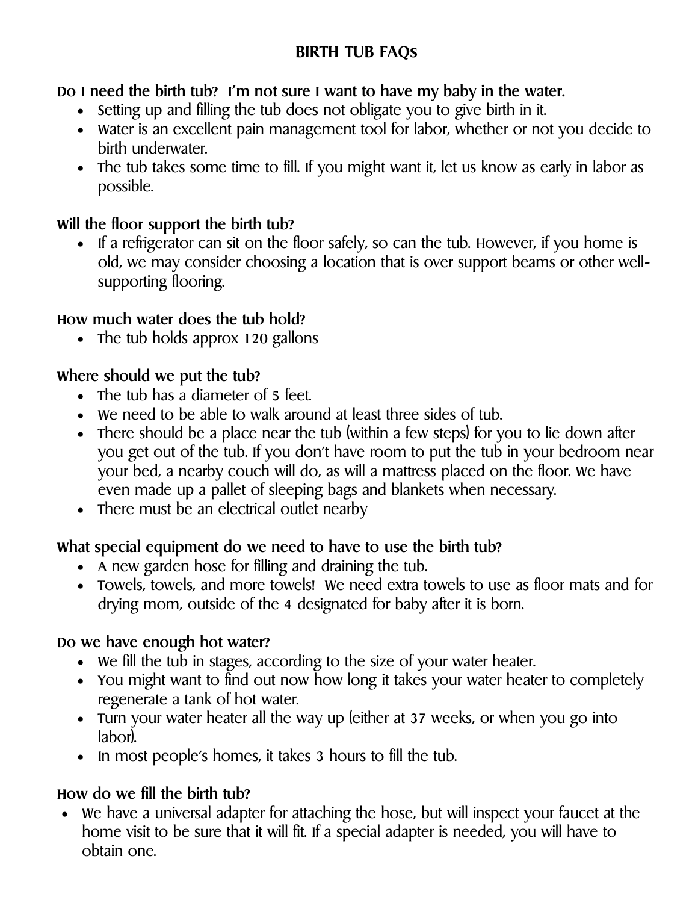# BIRTH TUB FAQs

**Do I need the birth tub? I'm not sure I want to have my baby in the water.**

- Setting up and filling the tub does not obligate you to give birth in it.
- Water is an excellent pain management tool for labor, whether or not you decide to birth underwater.
- The tub takes some time to fill. If you might want it, let us know as early in labor as possible.

**Will the floor support the birth tub?**

- If a refrigerator can sit on the floor safely, so can the tub. However, if you home is old, we may consider choosing a location that is over support beams or other well-supporting flooring.

**How much water does the tub hold?**

- The tub holds approx 120 gallons

**Where should we put the tub?**

- The tub has a diameter of 5 feet.
- We need to be able to walk around at least three sides of tub.
- There should be a place near the tub (within a few steps) for you to lie down after you get out of the tub. If you don't have room to put the tub in your bedroom near your bed, a nearby couch will do, as will a mattress placed on the floor. We have even made up a pallet of sleeping bags and blankets when necessary.
- There must be an electrical outlet nearby

**What special equipment do we need to have to use the birth tub?**

- A new garden hose for filling and draining the tub.
- Towels, towels, and more towels! We need extra towels to use as floor mats and for drying mom, outside of the 4 designated for baby after it is born.

**Do we have enough hot water?**

- We fill the tub in stages, according to the size of your water heater.
- You might want to find out now how long it takes your water heater to completely regenerate a tank of hot water.
- Turn your water heater all the way up (either at 37 weeks, or when you go into labor).
- In most people's homes, it takes 3 hours to fill the tub.

**How do we fill the birth tub?**

- We have a universal adapter for attaching the hose, but will inspect your faucet at the home visit to be sure that it will fit. If a special adapter is needed, you will have to obtain one.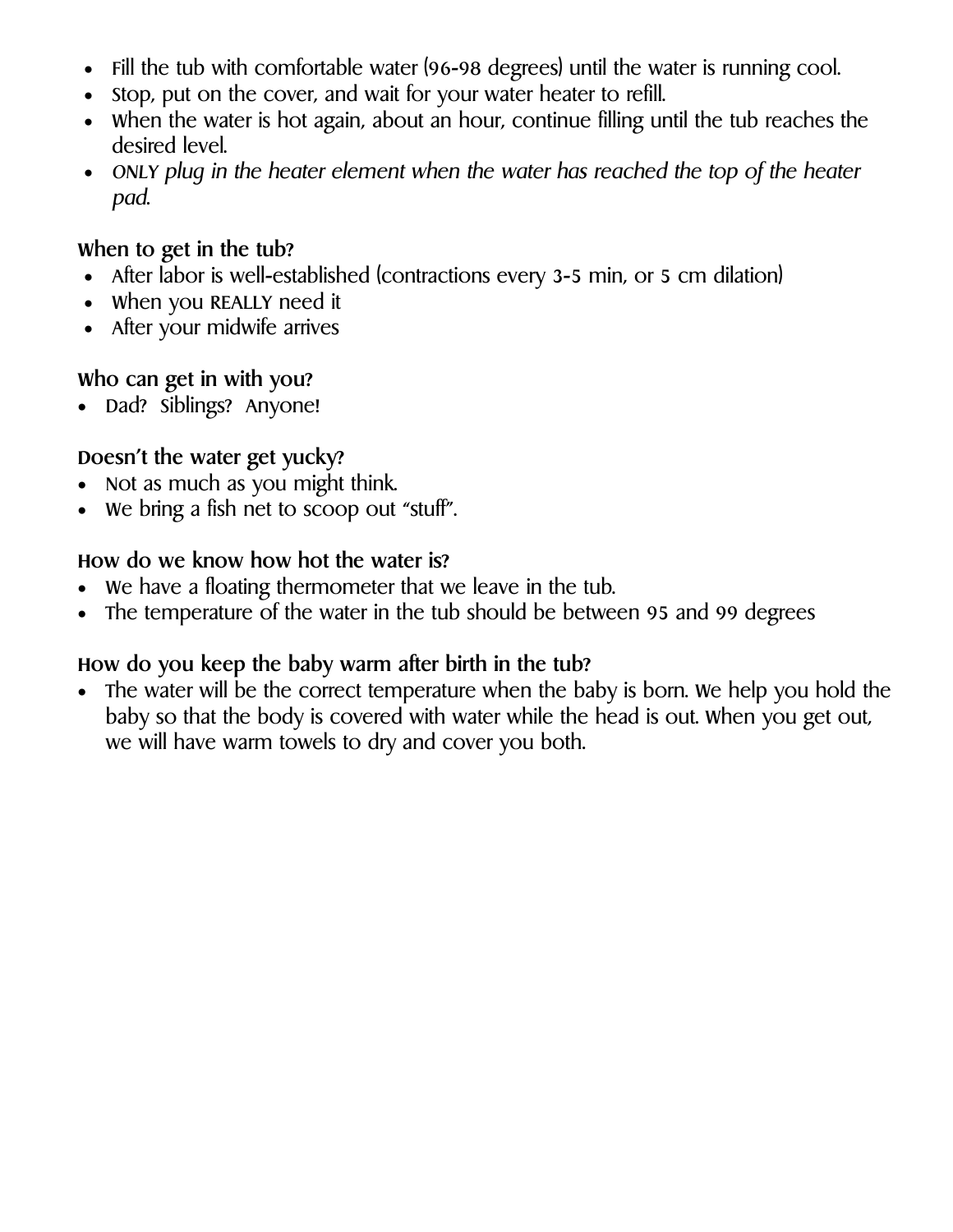- Fill the tub with comfortable water (96-98 degrees) until the water is running cool.
- Stop, put on the cover, and wait for your water heater to refill.
- When the water is hot again, about an hour, continue filling until the tub reaches the desired level.
- *ONLY plug in the heater element when the water has reached the top of the heater pad.*

**When to get in the tub?**

- After labor is well-established (contractions every 3-5 min, or 5 cm dilation)
- When you REALLY need it
- After your midwife arrives

**Who can get in with you?**

- Dad? Siblings? Anyone!

**Doesn't the water get yucky?**

- Not as much as you might think.
- We bring a fish net to scoop out "stuff".

**How do we know how hot the water is?**

- We have a floating thermometer that we leave in the tub.
- The temperature of the water in the tub should be between 95 and 99 degrees

**How do you keep the baby warm after birth in the tub?**

- The water will be the correct temperature when the baby is born. We help you hold the baby so that the body is covered with water while the head is out. When you get out, we will have warm towels to dry and cover you both.